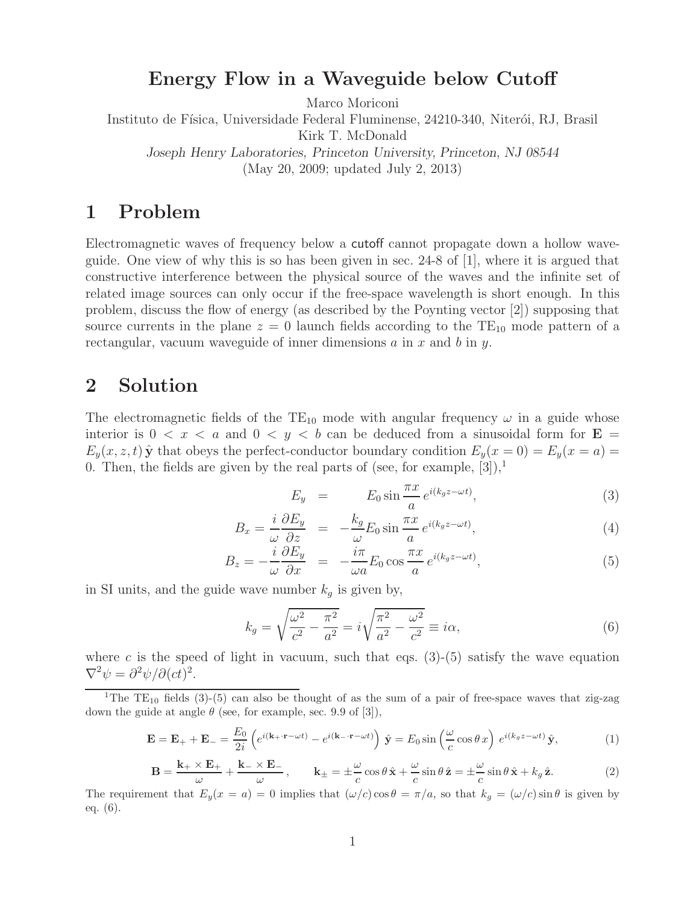# Energy Flow in a Waveguide below Cutoff

Marco Moriconi

Instituto de Física, Universidade Federal Fluminense, 24210-340, Niterói, RJ, Brasil

Kirk T. McDonald

*Joseph Henry Laboratories, Princeton University, Princeton, NJ 08544*

(May 20, 2009; updated July 2, 2013)

## 1 Problem

Electromagnetic waves of frequency below a cutoff cannot propagate down a hollow waveguide. One view of why this is so has been given in sec. 24-8 of [1], where it is argued that constructive interference between the physical source of the waves and the infinite set of related image sources can only occur if the free-space wavelength is short enough. In this problem, discuss the flow of energy (as described by the Poynting vector [2]) supposing that source currents in the plane $z = 0$ launch fields according to the $\mathrm{TE}_{10}$ mode pattern of a rectangular, vacuum waveguide of inner dimensions $a$ in $x$ and $b$ in $y$.

## 2 Solution

The electromagnetic fields of the $\mathrm{TE}_{10}$ mode with angular frequency $\omega$ in a guide whose interior is $0 < x < a$ and $0 < y < b$ can be deduced from a sinusoidal form for $\mathbf{E} = E_y(x, z, t)\,\hat{\mathbf{y}}$ that obeys the perfect-conductor boundary condition $E_y(x = 0) = E_y(x = a) = 0$. Then, the fields are given by the real parts of (see, for example, [3]),[1]

$$E_y = E_0 \sin\frac{\pi x}{a}\, e^{i(k_g z - \omega t)}, \tag{3}$$

$$B_x = \frac{i}{\omega}\frac{\partial E_y}{\partial z} = -\frac{k_g}{\omega} E_0 \sin\frac{\pi x}{a}\, e^{i(k_g z - \omega t)}, \tag{4}$$

$$B_z = -\frac{i}{\omega}\frac{\partial E_y}{\partial x} = -\frac{i\pi}{\omega a} E_0 \cos\frac{\pi x}{a}\, e^{i(k_g z - \omega t)}, \tag{5}$$

in SI units, and the guide wave number $k_g$ is given by,

$$k_g = \sqrt{\frac{\omega^2}{c^2} - \frac{\pi^2}{a^2}} = i\sqrt{\frac{\pi^2}{a^2} - \frac{\omega^2}{c^2}} \equiv i\alpha, \tag{6}$$

where $c$ is the speed of light in vacuum, such that eqs. (3)-(5) satisfy the wave equation $\nabla^2\psi = \partial^2\psi/\partial(ct)^2$.

---

[1] The $\mathrm{TE}_{10}$ fields (3)-(5) can also be thought of as the sum of a pair of free-space waves that zig-zag down the guide at angle $\theta$ (see, for example, sec. 9.9 of [3]),

$$\mathbf{E} = \mathbf{E}_+ + \mathbf{E}_- = \frac{E_0}{2i}\left(e^{i(\mathbf{k}_+\cdot\mathbf{r} - \omega t)} - e^{i(\mathbf{k}_-\cdot\mathbf{r} - \omega t)}\right)\hat{\mathbf{y}} = E_0 \sin\left(\frac{\omega}{c}\cos\theta\, x\right) e^{i(k_g z - \omega t)}\,\hat{\mathbf{y}}, \tag{1}$$

$$\mathbf{B} = \frac{\mathbf{k}_+ \times \mathbf{E}_+}{\omega} + \frac{\mathbf{k}_- \times \mathbf{E}_-}{\omega}, \qquad \mathbf{k}_\pm = \pm\frac{\omega}{c}\cos\theta\,\hat{\mathbf{x}} + \frac{\omega}{c}\sin\theta\,\hat{\mathbf{z}} = \pm\frac{\omega}{c}\sin\theta\,\hat{\mathbf{x}} + k_g\,\hat{\mathbf{z}}. \tag{2}$$

The requirement that $E_y(x = a) = 0$ implies that $(\omega/c)\cos\theta = \pi/a$, so that $k_g = (\omega/c)\sin\theta$ is given by eq. (6).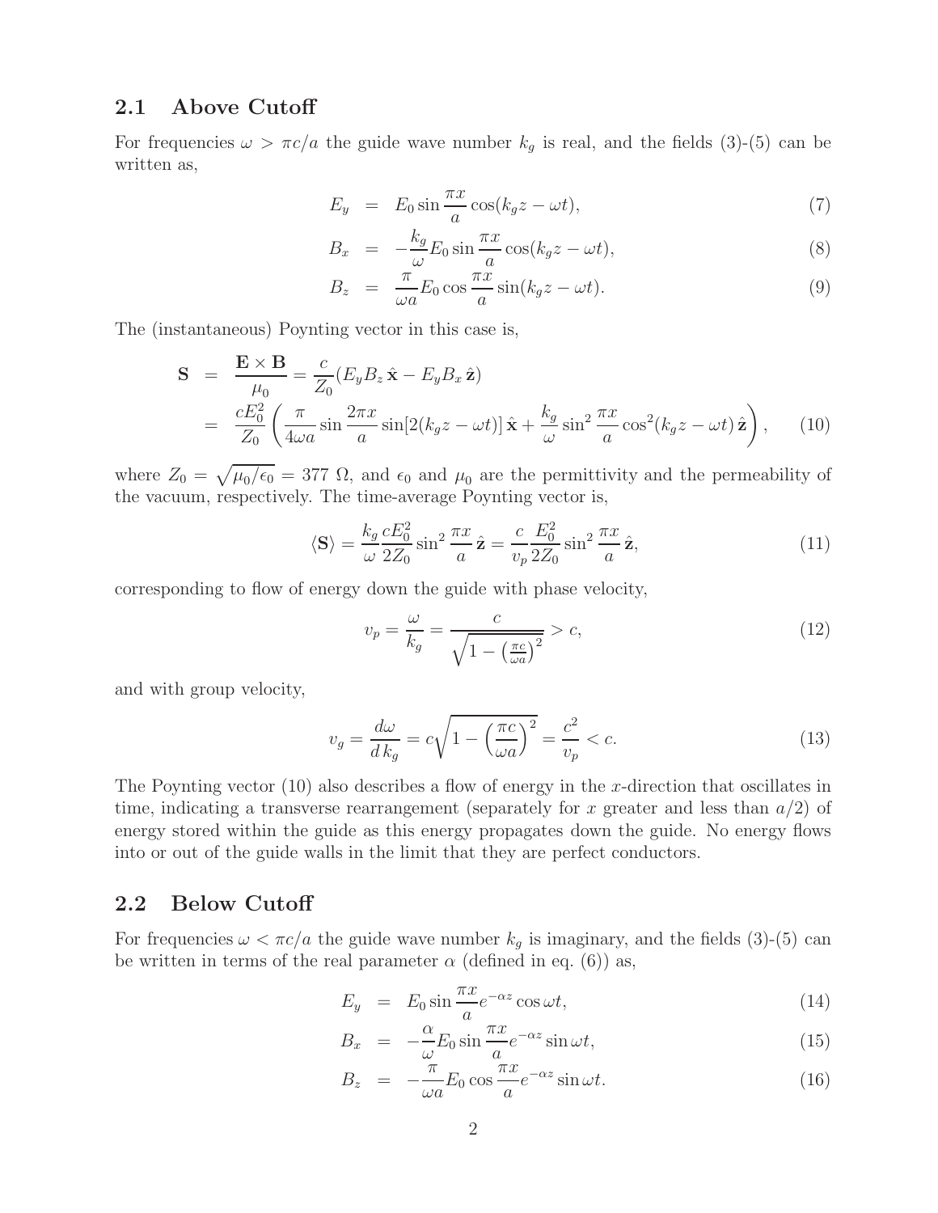## 2.1 Above Cutoff

For frequencies $\omega > \pi c/a$ the guide wave number $k_g$ is real, and the fields (3)-(5) can be written as,

$$E_y = E_0 \sin \frac{\pi x}{a} \cos(k_g z - \omega t), \tag{7}$$

$$B_x = -\frac{k_g}{\omega} E_0 \sin \frac{\pi x}{a} \cos(k_g z - \omega t), \tag{8}$$

$$B_z = \frac{\pi}{\omega a} E_0 \cos \frac{\pi x}{a} \sin(k_g z - \omega t). \tag{9}$$

The (instantaneous) Poynting vector in this case is,

$$\begin{aligned}
\mathbf{S} &= \frac{\mathbf{E} \times \mathbf{B}}{\mu_0} = \frac{c}{Z_0}(E_y B_z \,\hat{\mathbf{x}} - E_y B_x \,\hat{\mathbf{z}}) \\
&= \frac{c E_0^2}{Z_0} \left( \frac{\pi}{4 \omega a} \sin \frac{2\pi x}{a} \sin[2(k_g z - \omega t)] \,\hat{\mathbf{x}} + \frac{k_g}{\omega} \sin^2 \frac{\pi x}{a} \cos^2(k_g z - \omega t) \,\hat{\mathbf{z}} \right),
\end{aligned} \tag{10}$$

where $Z_0 = \sqrt{\mu_0/\epsilon_0} = 377\ \Omega$, and $\epsilon_0$ and $\mu_0$ are the permittivity and the permeability of the vacuum, respectively. The time-average Poynting vector is,

$$\langle \mathbf{S} \rangle = \frac{k_g}{\omega} \frac{c E_0^2}{2 Z_0} \sin^2 \frac{\pi x}{a} \,\hat{\mathbf{z}} = \frac{c}{v_p} \frac{E_0^2}{2 Z_0} \sin^2 \frac{\pi x}{a} \,\hat{\mathbf{z}}, \tag{11}$$

corresponding to flow of energy down the guide with phase velocity,

$$v_p = \frac{\omega}{k_g} = \frac{c}{\sqrt{1 - \left(\frac{\pi c}{\omega a}\right)^2}} > c, \tag{12}$$

and with group velocity,

$$v_g = \frac{d\omega}{d\,k_g} = c \sqrt{1 - \left(\frac{\pi c}{\omega a}\right)^2} = \frac{c^2}{v_p} < c. \tag{13}$$

The Poynting vector (10) also describes a flow of energy in the $x$-direction that oscillates in time, indicating a transverse rearrangement (separately for $x$ greater and less than $a/2$) of energy stored within the guide as this energy propagates down the guide. No energy flows into or out of the guide walls in the limit that they are perfect conductors.

## 2.2 Below Cutoff

For frequencies $\omega < \pi c/a$ the guide wave number $k_g$ is imaginary, and the fields (3)-(5) can be written in terms of the real parameter $\alpha$ (defined in eq. (6)) as,

$$E_y = E_0 \sin \frac{\pi x}{a} e^{-\alpha z} \cos \omega t, \tag{14}$$

$$B_x = -\frac{\alpha}{\omega} E_0 \sin \frac{\pi x}{a} e^{-\alpha z} \sin \omega t, \tag{15}$$

$$B_z = -\frac{\pi}{\omega a} E_0 \cos \frac{\pi x}{a} e^{-\alpha z} \sin \omega t. \tag{16}$$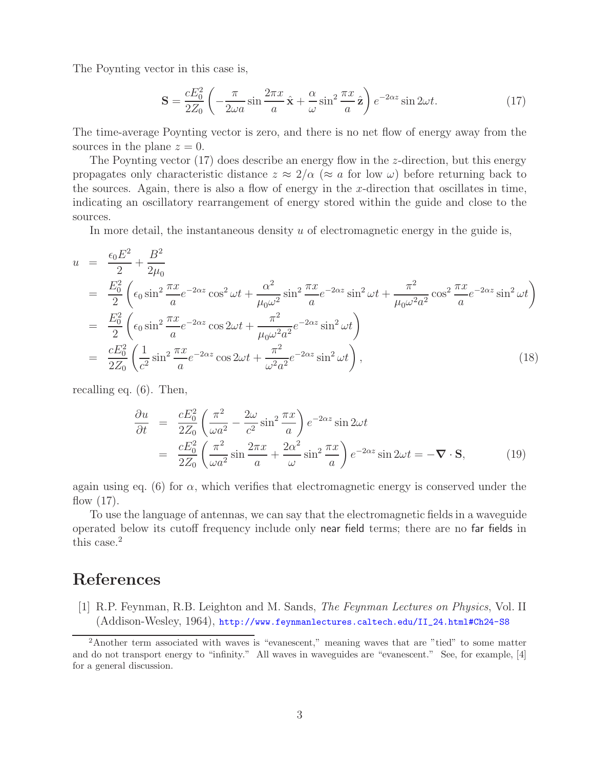The Poynting vector in this case is,

$$\mathbf{S} = \frac{cE_0^2}{2Z_0}\left(-\frac{\pi}{2\omega a}\sin\frac{2\pi x}{a}\,\hat{\mathbf{x}} + \frac{\alpha}{\omega}\sin^2\frac{\pi x}{a}\,\hat{\mathbf{z}}\right)e^{-2\alpha z}\sin 2\omega t. \tag{17}$$

The time-average Poynting vector is zero, and there is no net flow of energy away from the sources in the plane $z = 0$.

The Poynting vector (17) does describe an energy flow in the $z$-direction, but this energy propagates only characteristic distance $z \approx 2/\alpha$ ($\approx a$ for low $\omega$) before returning back to the sources. Again, there is also a flow of energy in the $x$-direction that oscillates in time, indicating an oscillatory rearrangement of energy stored within the guide and close to the sources.

In more detail, the instantaneous density $u$ of electromagnetic energy in the guide is,

$$\begin{aligned}
u &= \frac{\epsilon_0 E^2}{2} + \frac{B^2}{2\mu_0} \\
&= \frac{E_0^2}{2}\left(\epsilon_0 \sin^2\frac{\pi x}{a}e^{-2\alpha z}\cos^2\omega t + \frac{\alpha^2}{\mu_0\omega^2}\sin^2\frac{\pi x}{a}e^{-2\alpha z}\sin^2\omega t + \frac{\pi^2}{\mu_0\omega^2 a^2}\cos^2\frac{\pi x}{a}e^{-2\alpha z}\sin^2\omega t\right) \\
&= \frac{E_0^2}{2}\left(\epsilon_0 \sin^2\frac{\pi x}{a}e^{-2\alpha z}\cos 2\omega t + \frac{\pi^2}{\mu_0\omega^2 a^2}e^{-2\alpha z}\sin^2\omega t\right) \\
&= \frac{cE_0^2}{2Z_0}\left(\frac{1}{c^2}\sin^2\frac{\pi x}{a}e^{-2\alpha z}\cos 2\omega t + \frac{\pi^2}{\omega^2 a^2}e^{-2\alpha z}\sin^2\omega t\right),
\end{aligned} \tag{18}$$

recalling eq. (6). Then,

$$\begin{aligned}
\frac{\partial u}{\partial t} &= \frac{cE_0^2}{2Z_0}\left(\frac{\pi^2}{\omega a^2} - \frac{2\omega}{c^2}\sin^2\frac{\pi x}{a}\right)e^{-2\alpha z}\sin 2\omega t \\
&= \frac{cE_0^2}{2Z_0}\left(\frac{\pi^2}{\omega a^2}\sin\frac{2\pi x}{a} + \frac{2\alpha^2}{\omega}\sin^2\frac{\pi x}{a}\right)e^{-2\alpha z}\sin 2\omega t = -\boldsymbol{\nabla}\cdot\mathbf{S},
\end{aligned} \tag{19}$$

again using eq. (6) for $\alpha$, which verifies that electromagnetic energy is conserved under the flow (17).

To use the language of antennas, we can say that the electromagnetic fields in a waveguide operated below its cutoff frequency include only near field terms; there are no far fields in this case.[2]

## References

[1] R.P. Feynman, R.B. Leighton and M. Sands, *The Feynman Lectures on Physics*, Vol. II (Addison-Wesley, 1964), http://www.feynmanlectures.caltech.edu/II_24.html#Ch24-S8

[2] Another term associated with waves is "evanescent," meaning waves that are "tied" to some matter and do not transport energy to "infinity." All waves in waveguides are "evanescent." See, for example, [4] for a general discussion.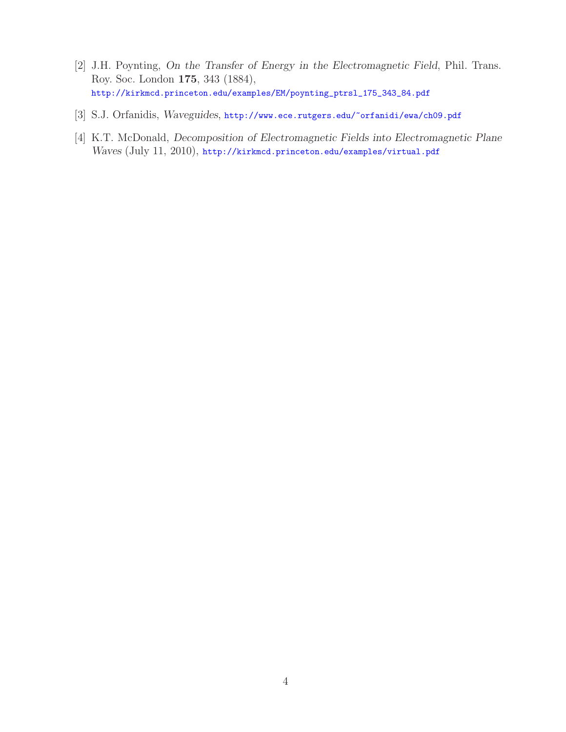[2] J.H. Poynting, *On the Transfer of Energy in the Electromagnetic Field*, Phil. Trans. Roy. Soc. London **175**, 343 (1884), http://kirkmcd.princeton.edu/examples/EM/poynting_ptrsl_175_343_84.pdf

[3] S.J. Orfanidis, *Waveguides*, http://www.ece.rutgers.edu/~orfanidi/ewa/ch09.pdf

[4] K.T. McDonald, *Decomposition of Electromagnetic Fields into Electromagnetic Plane Waves* (July 11, 2010), http://kirkmcd.princeton.edu/examples/virtual.pdf